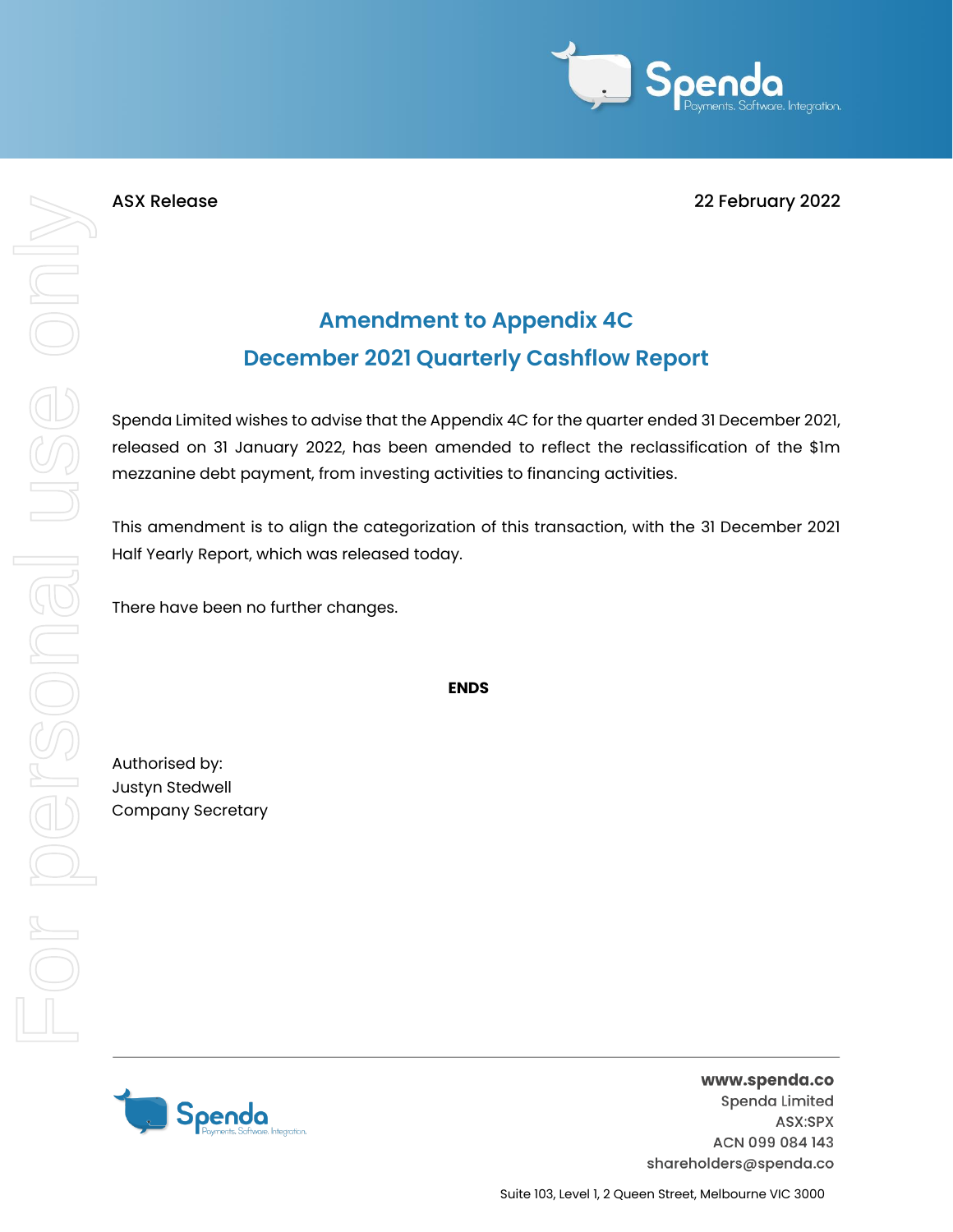ASX Release

22 February 2022

## Amendment to Appendix 4C
## December 2021 Quarterly Cashflow Report

Spenda Limited wishes to advise that the Appendix 4C for the quarter ended 31 December 2021, released on 31 January 2022, has been amended to reflect the reclassification of the $1m mezzanine debt payment, from investing activities to financing activities.

This amendment is to align the categorization of this transaction, with the 31 December 2021 Half Yearly Report, which was released today.

There have been no further changes.

**ENDS**

Authorised by:
Justyn Stedwell
Company Secretary

**www.spenda.co**
Spenda Limited
ASX:SPX
ACN 099 084 143
shareholders@spenda.co

Suite 103, Level 1, 2 Queen Street, Melbourne VIC 3000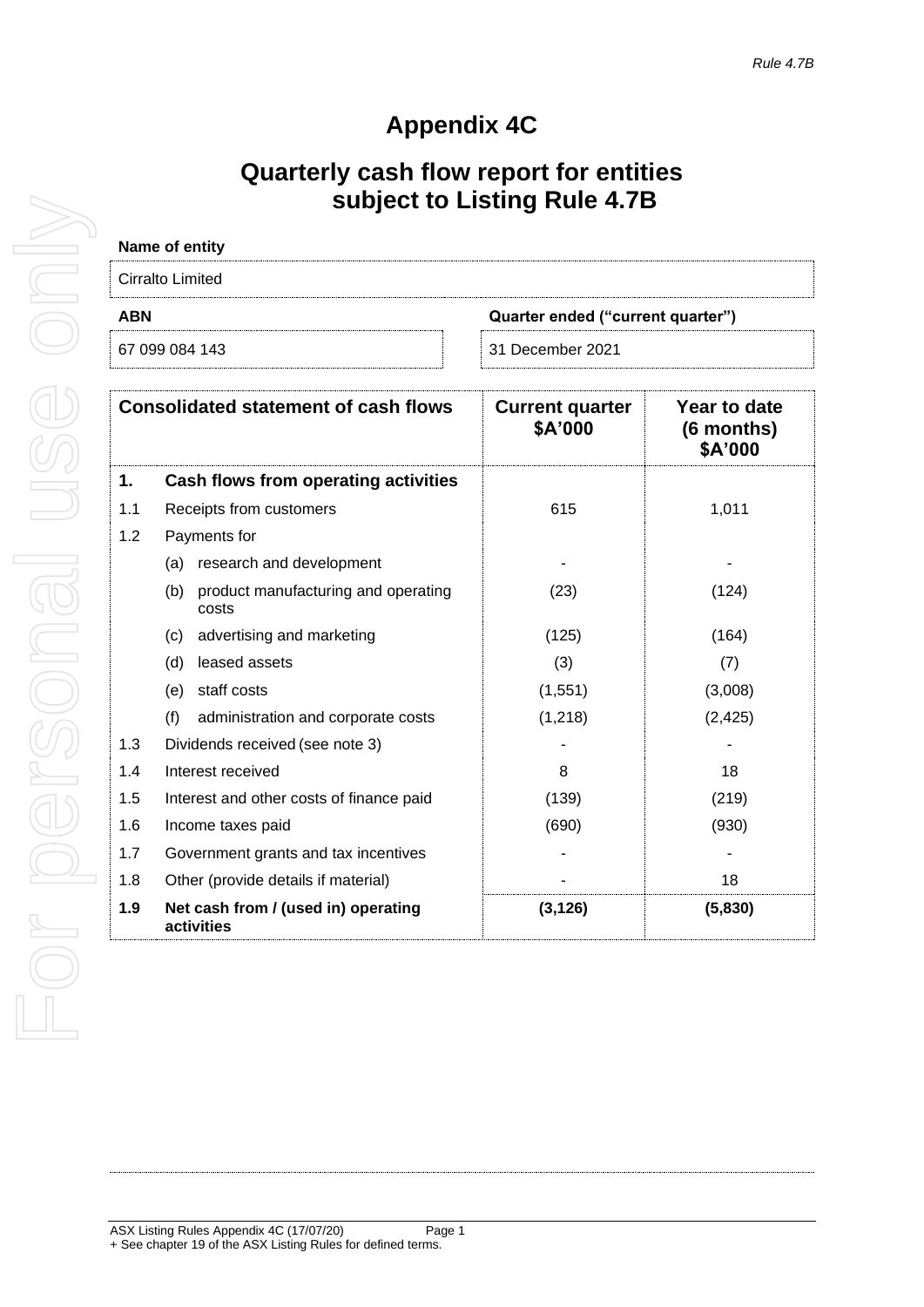*Rule 4.7B*

# Appendix 4C

## Quarterly cash flow report for entities subject to Listing Rule 4.7B

| **Name of entity** | |
|---|---|
| Cirralto Limited | |
| **ABN** | **Quarter ended ("current quarter")** |
| 67 099 084 143 | 31 December 2021 |

| | **Consolidated statement of cash flows** | **Current quarter $A'000** | **Year to date (6 months) $A'000** |
|---|---|---|---|
| **1.** | **Cash flows from operating activities** | | |
| 1.1 | Receipts from customers | 615 | 1,011 |
| 1.2 | Payments for | | |
| | (a) research and development | - | - |
| | (b) product manufacturing and operating costs | (23) | (124) |
| | (c) advertising and marketing | (125) | (164) |
| | (d) leased assets | (3) | (7) |
| | (e) staff costs | (1,551) | (3,008) |
| | (f) administration and corporate costs | (1,218) | (2,425) |
| 1.3 | Dividends received (see note 3) | - | - |
| 1.4 | Interest received | 8 | 18 |
| 1.5 | Interest and other costs of finance paid | (139) | (219) |
| 1.6 | Income taxes paid | (690) | (930) |
| 1.7 | Government grants and tax incentives | - | - |
| 1.8 | Other (provide details if material) | - | 18 |
| **1.9** | **Net cash from / (used in) operating activities** | **(3,126)** | **(5,830)** |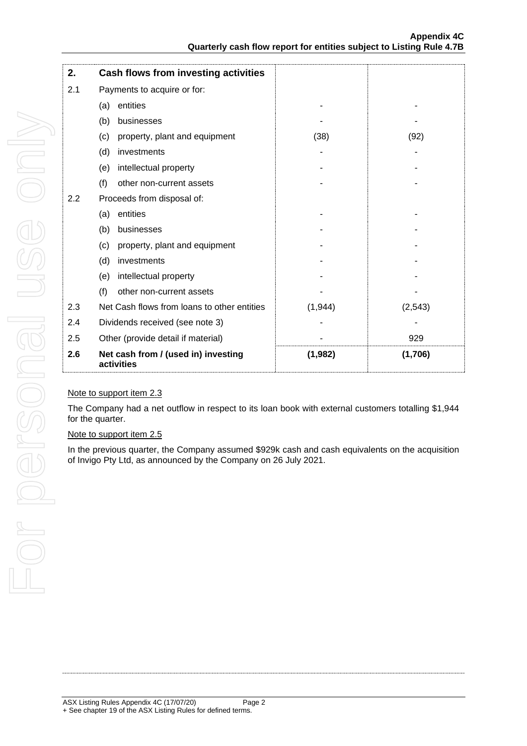| 2. | Cash flows from investing activities | | |
|---|---|---|---|
| 2.1 | Payments to acquire or for: | | |
| | (a) entities | - | - |
| | (b) businesses | - | - |
| | (c) property, plant and equipment | (38) | (92) |
| | (d) investments | - | - |
| | (e) intellectual property | - | - |
| | (f) other non-current assets | - | - |
| 2.2 | Proceeds from disposal of: | | |
| | (a) entities | - | - |
| | (b) businesses | - | - |
| | (c) property, plant and equipment | - | - |
| | (d) investments | - | - |
| | (e) intellectual property | - | - |
| | (f) other non-current assets | - | - |
| 2.3 | Net Cash flows from loans to other entities | (1,944) | (2,543) |
| 2.4 | Dividends received (see note 3) | - | - |
| 2.5 | Other (provide detail if material) | - | 929 |
| **2.6** | **Net cash from / (used in) investing activities** | **(1,982)** | **(1,706)** |

Note to support item 2.3

The Company had a net outflow in respect to its loan book with external customers totalling $1,944 for the quarter.

Note to support item 2.5

In the previous quarter, the Company assumed $929k cash and cash equivalents on the acquisition of Invigo Pty Ltd, as announced by the Company on 26 July 2021.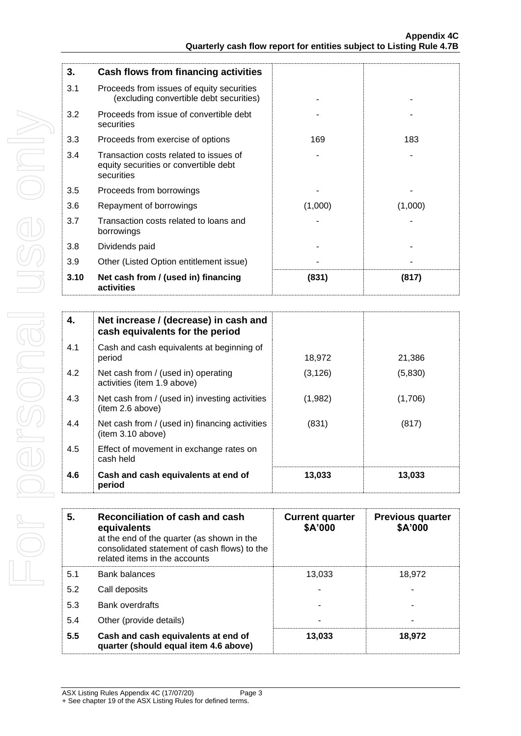| 3. | Cash flows from financing activities | | |
|---|---|---|---|
| 3.1 | Proceeds from issues of equity securities (excluding convertible debt securities) | - | - |
| 3.2 | Proceeds from issue of convertible debt securities | - | - |
| 3.3 | Proceeds from exercise of options | 169 | 183 |
| 3.4 | Transaction costs related to issues of equity securities or convertible debt securities | - | - |
| 3.5 | Proceeds from borrowings | - | - |
| 3.6 | Repayment of borrowings | (1,000) | (1,000) |
| 3.7 | Transaction costs related to loans and borrowings | - | - |
| 3.8 | Dividends paid | - | - |
| 3.9 | Other (Listed Option entitlement issue) | - | - |
| **3.10** | **Net cash from / (used in) financing activities** | **(831)** | **(817)** |

| 4. | Net increase / (decrease) in cash and cash equivalents for the period | | |
|---|---|---|---|
| 4.1 | Cash and cash equivalents at beginning of period | 18,972 | 21,386 |
| 4.2 | Net cash from / (used in) operating activities (item 1.9 above) | (3,126) | (5,830) |
| 4.3 | Net cash from / (used in) investing activities (item 2.6 above) | (1,982) | (1,706) |
| 4.4 | Net cash from / (used in) financing activities (item 3.10 above) | (831) | (817) |
| 4.5 | Effect of movement in exchange rates on cash held | | |
| **4.6** | **Cash and cash equivalents at end of period** | **13,033** | **13,033** |

| 5. | **Reconciliation of cash and cash equivalents** at the end of the quarter (as shown in the consolidated statement of cash flows) to the related items in the accounts | **Current quarter \$A'000** | **Previous quarter \$A'000** |
|---|---|---|---|
| 5.1 | Bank balances | 13,033 | 18,972 |
| 5.2 | Call deposits | - | - |
| 5.3 | Bank overdrafts | - | - |
| 5.4 | Other (provide details) | - | - |
| **5.5** | **Cash and cash equivalents at end of quarter (should equal item 4.6 above)** | **13,033** | **18,972** |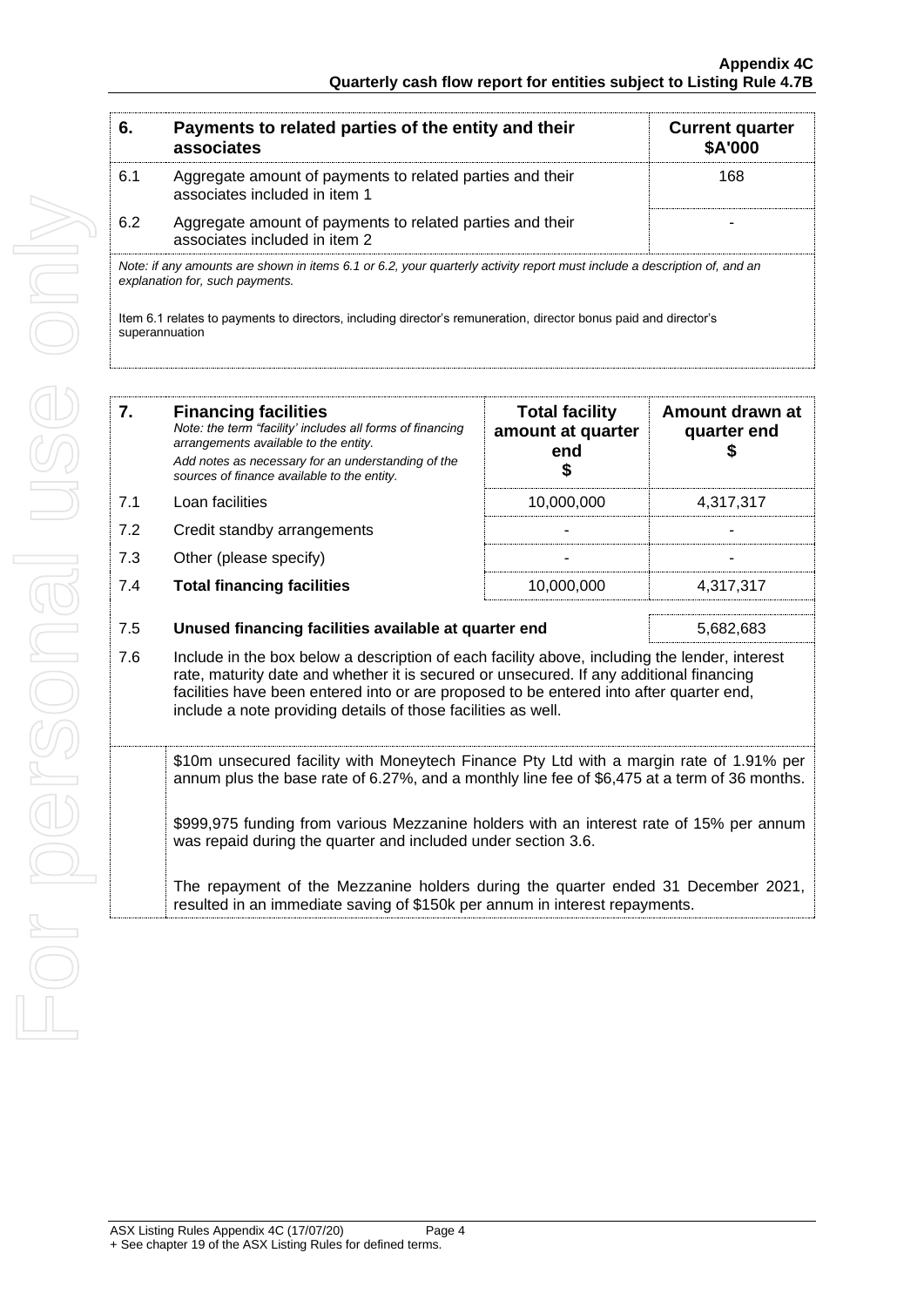| 6. | Payments to related parties of the entity and their associates | Current quarter $A'000 |
|---|---|---|
| 6.1 | Aggregate amount of payments to related parties and their associates included in item 1 | 168 |
| 6.2 | Aggregate amount of payments to related parties and their associates included in item 2 | - |

*Note: if any amounts are shown in items 6.1 or 6.2, your quarterly activity report must include a description of, and an explanation for, such payments.*

Item 6.1 relates to payments to directors, including director's remuneration, director bonus paid and director's superannuation

| 7. | **Financing facilities** *Note: the term "facility' includes all forms of financing arrangements available to the entity.* *Add notes as necessary for an understanding of the sources of finance available to the entity.* | Total facility amount at quarter end $ | Amount drawn at quarter end $ |
|---|---|---|---|
| 7.1 | Loan facilities | 10,000,000 | 4,317,317 |
| 7.2 | Credit standby arrangements | - | - |
| 7.3 | Other (please specify) | - | - |
| 7.4 | **Total financing facilities** | 10,000,000 | 4,317,317 |

| 7.5 | **Unused financing facilities available at quarter end** | 5,682,683 |
|---|---|---|

7.6 Include in the box below a description of each facility above, including the lender, interest rate, maturity date and whether it is secured or unsecured. If any additional financing facilities have been entered into or are proposed to be entered into after quarter end, include a note providing details of those facilities as well.

$10m unsecured facility with Moneytech Finance Pty Ltd with a margin rate of 1.91% per annum plus the base rate of 6.27%, and a monthly line fee of $6,475 at a term of 36 months.

$999,975 funding from various Mezzanine holders with an interest rate of 15% per annum was repaid during the quarter and included under section 3.6.

The repayment of the Mezzanine holders during the quarter ended 31 December 2021, resulted in an immediate saving of $150k per annum in interest repayments.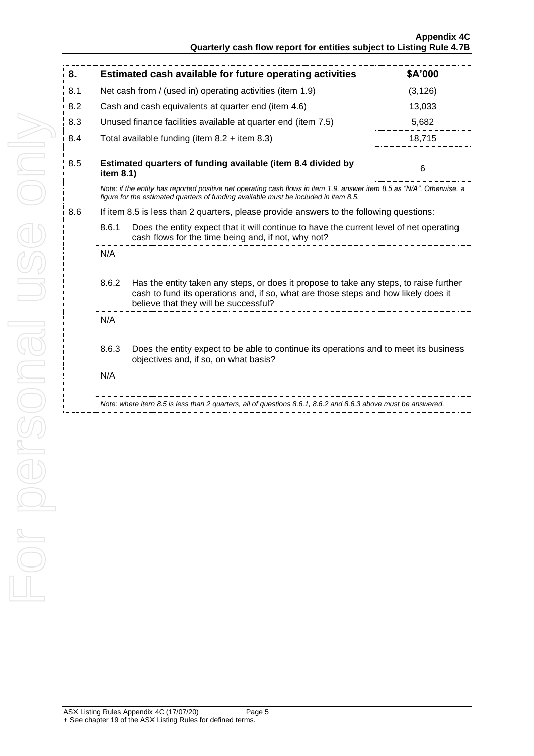| 8. | Estimated cash available for future operating activities | $A'000 |
|---|---|---|
| 8.1 | Net cash from / (used in) operating activities (item 1.9) | (3,126) |
| 8.2 | Cash and cash equivalents at quarter end (item 4.6) | 13,033 |
| 8.3 | Unused finance facilities available at quarter end (item 7.5) | 5,682 |
| 8.4 | Total available funding (item 8.2 + item 8.3) | 18,715 |
| 8.5 | **Estimated quarters of funding available (item 8.4 divided by item 8.1)** | 6 |

*Note: if the entity has reported positive net operating cash flows in item 1.9, answer item 8.5 as "N/A". Otherwise, a figure for the estimated quarters of funding available must be included in item 8.5.*

8.6 If item 8.5 is less than 2 quarters, please provide answers to the following questions:

8.6.1 Does the entity expect that it will continue to have the current level of net operating cash flows for the time being and, if not, why not?

N/A

8.6.2 Has the entity taken any steps, or does it propose to take any steps, to raise further cash to fund its operations and, if so, what are those steps and how likely does it believe that they will be successful?

N/A

8.6.3 Does the entity expect to be able to continue its operations and to meet its business objectives and, if so, on what basis?

N/A

*Note: where item 8.5 is less than 2 quarters, all of questions 8.6.1, 8.6.2 and 8.6.3 above must be answered.*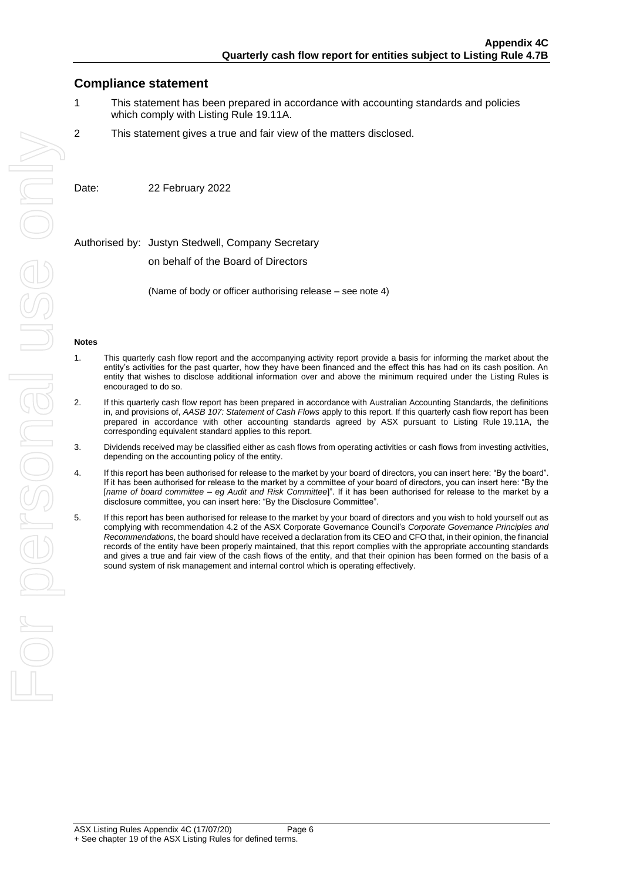## Compliance statement

1 This statement has been prepared in accordance with accounting standards and policies which comply with Listing Rule 19.11A.

2 This statement gives a true and fair view of the matters disclosed.

Date: 22 February 2022

Authorised by: Justyn Stedwell, Company Secretary

on behalf of the Board of Directors

(Name of body or officer authorising release – see note 4)

**Notes**

1. This quarterly cash flow report and the accompanying activity report provide a basis for informing the market about the entity's activities for the past quarter, how they have been financed and the effect this has had on its cash position. An entity that wishes to disclose additional information over and above the minimum required under the Listing Rules is encouraged to do so.
2. If this quarterly cash flow report has been prepared in accordance with Australian Accounting Standards, the definitions in, and provisions of, *AASB 107: Statement of Cash Flows* apply to this report. If this quarterly cash flow report has been prepared in accordance with other accounting standards agreed by ASX pursuant to Listing Rule 19.11A, the corresponding equivalent standard applies to this report.
3. Dividends received may be classified either as cash flows from operating activities or cash flows from investing activities, depending on the accounting policy of the entity.
4. If this report has been authorised for release to the market by your board of directors, you can insert here: "By the board". If it has been authorised for release to the market by a committee of your board of directors, you can insert here: "By the [*name of board committee – eg Audit and Risk Committee*]". If it has been authorised for release to the market by a disclosure committee, you can insert here: "By the Disclosure Committee".
5. If this report has been authorised for release to the market by your board of directors and you wish to hold yourself out as complying with recommendation 4.2 of the ASX Corporate Governance Council's *Corporate Governance Principles and Recommendations*, the board should have received a declaration from its CEO and CFO that, in their opinion, the financial records of the entity have been properly maintained, that this report complies with the appropriate accounting standards and gives a true and fair view of the cash flows of the entity, and that their opinion has been formed on the basis of a sound system of risk management and internal control which is operating effectively.